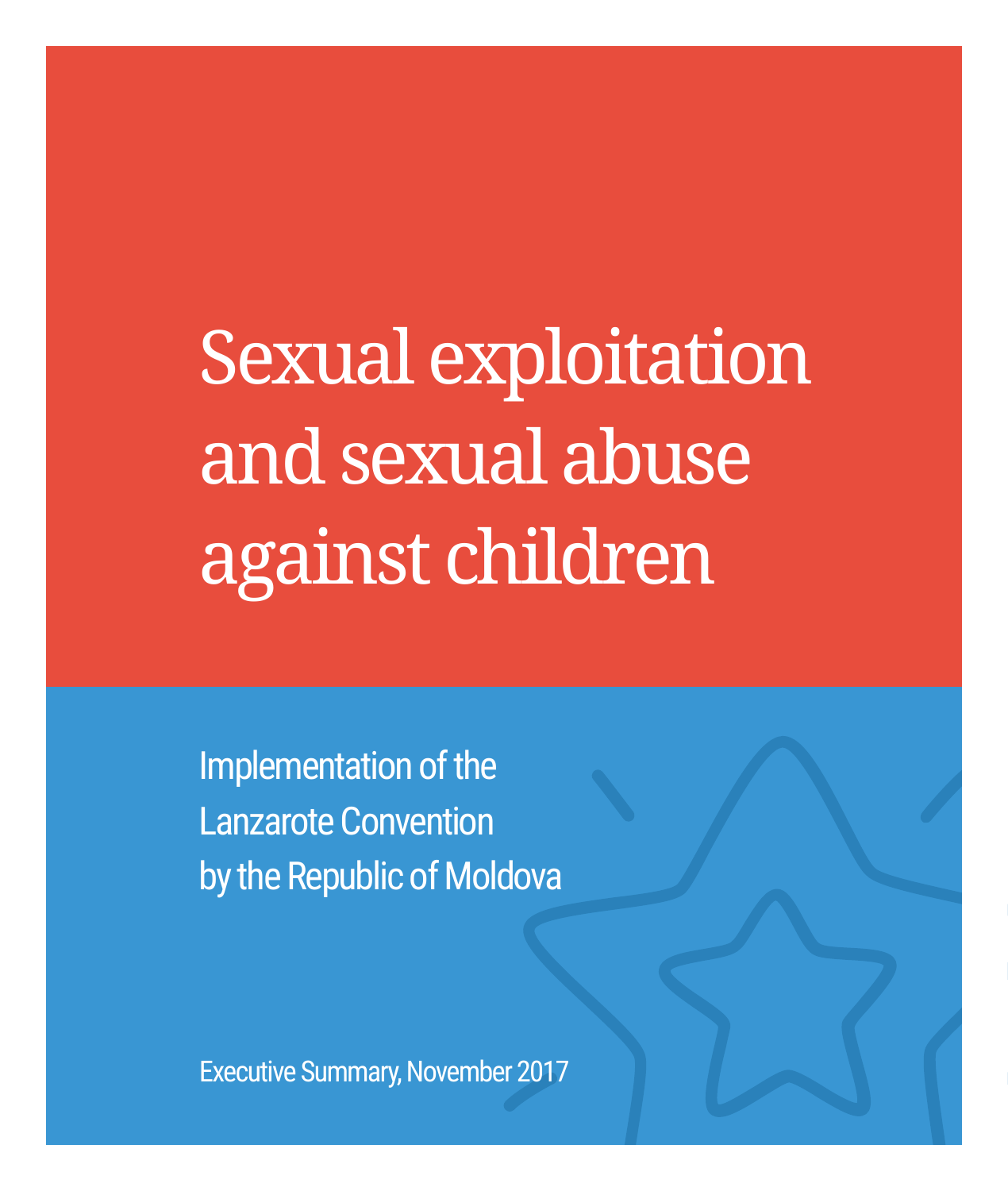# Sexual exploitation and sexual abuse against children

Implementation of the Lanzarote Convention by the Republic of Moldova

Executive Summary, November 2017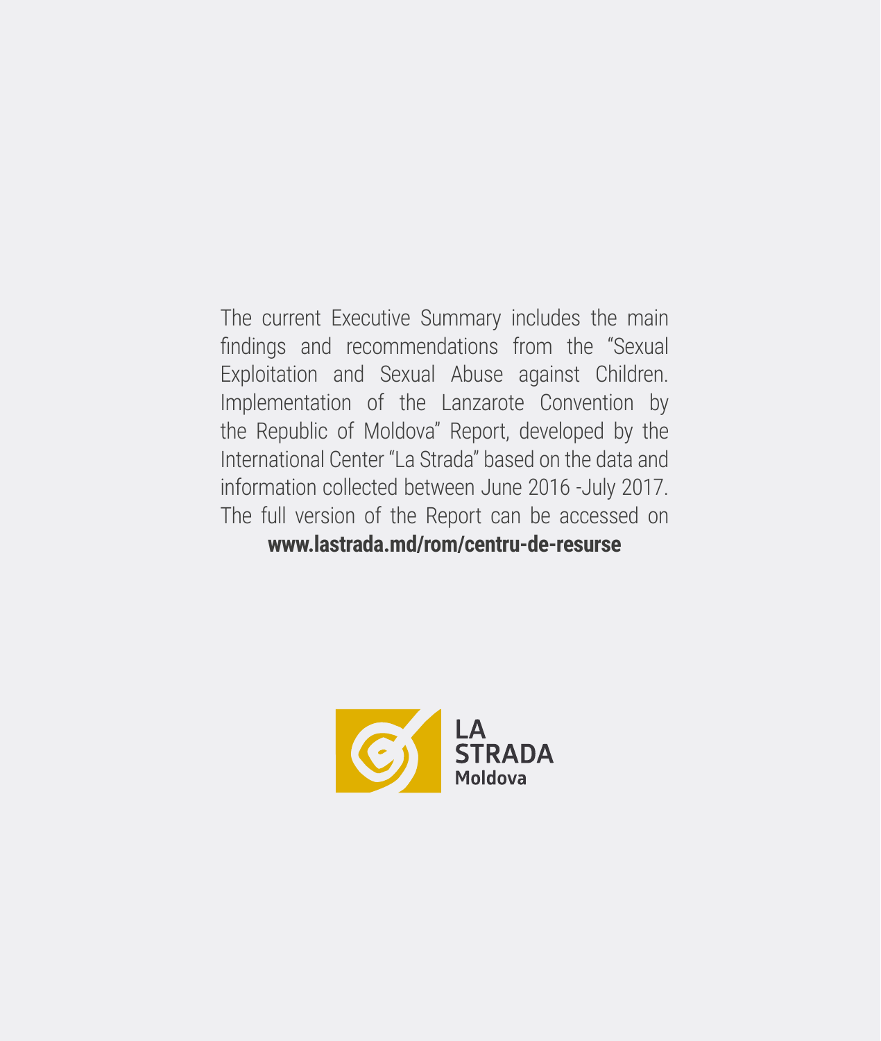The current Executive Summary includes the main findings and recommendations from the "Sexual Exploitation and Sexual Abuse against Children. Implementation of the Lanzarote Convention by the Republic of Moldova" Report, developed by the International Center "La Strada" based on the data and information collected between June 2016 -July 2017. The full version of the Report can be accessed on **www.lastrada.md/rom/centru-de-resurse**

LA STRADA Moldova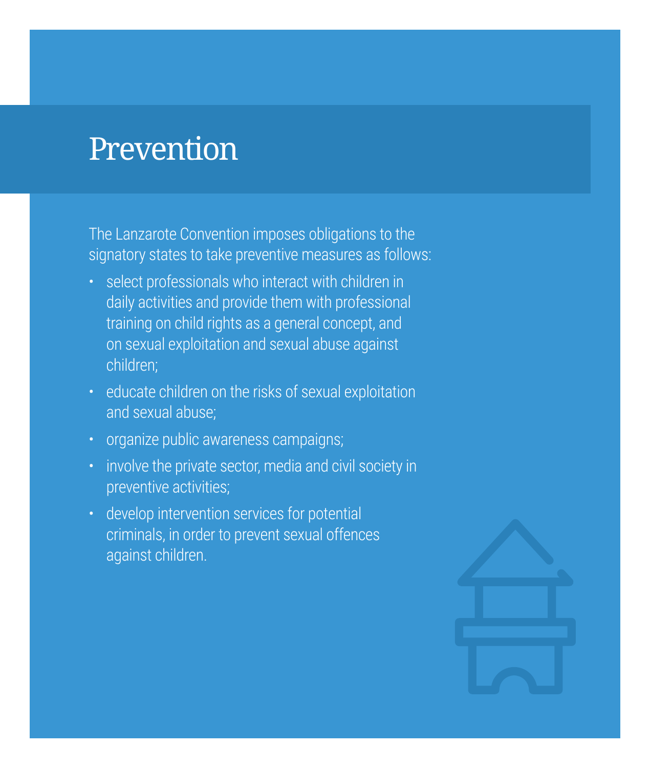# Prevention

The Lanzarote Convention imposes obligations to the signatory states to take preventive measures as follows:

- select professionals who interact with children in daily activities and provide them with professional training on child rights as a general concept, and on sexual exploitation and sexual abuse against children;
- educate children on the risks of sexual exploitation and sexual abuse;
- organize public awareness campaigns;
- involve the private sector, media and civil society in preventive activities;
- develop intervention services for potential criminals, in order to prevent sexual offences against children.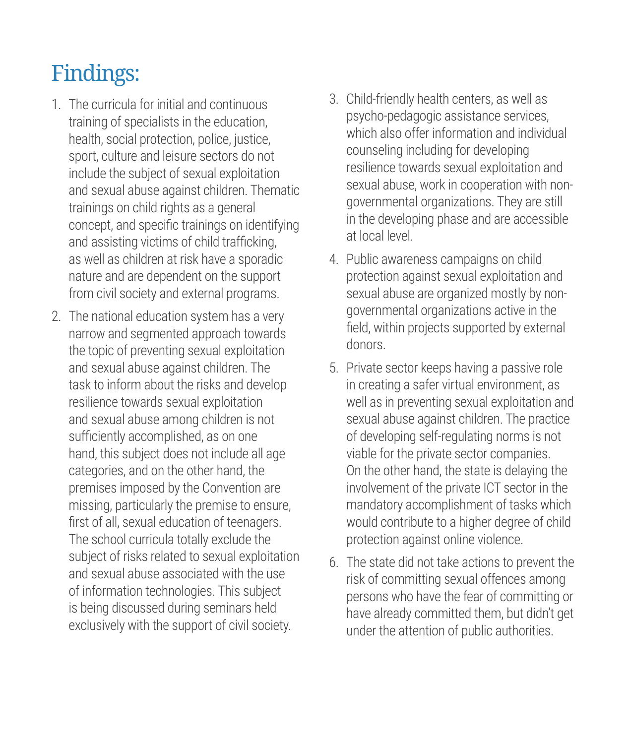# Findings:

1. The curricula for initial and continuous training of specialists in the education, health, social protection, police, justice, sport, culture and leisure sectors do not include the subject of sexual exploitation and sexual abuse against children. Thematic trainings on child rights as a general concept, and specific trainings on identifying and assisting victims of child trafficking, as well as children at risk have a sporadic nature and are dependent on the support from civil society and external programs.

2. The national education system has a very narrow and segmented approach towards the topic of preventing sexual exploitation and sexual abuse against children. The task to inform about the risks and develop resilience towards sexual exploitation and sexual abuse among children is not sufficiently accomplished, as on one hand, this subject does not include all age categories, and on the other hand, the premises imposed by the Convention are missing, particularly the premise to ensure, first of all, sexual education of teenagers. The school curricula totally exclude the subject of risks related to sexual exploitation and sexual abuse associated with the use of information technologies. This subject is being discussed during seminars held exclusively with the support of civil society.

3. Child-friendly health centers, as well as psycho-pedagogic assistance services, which also offer information and individual counseling including for developing resilience towards sexual exploitation and sexual abuse, work in cooperation with non-governmental organizations. They are still in the developing phase and are accessible at local level.

4. Public awareness campaigns on child protection against sexual exploitation and sexual abuse are organized mostly by non-governmental organizations active in the field, within projects supported by external donors.

5. Private sector keeps having a passive role in creating a safer virtual environment, as well as in preventing sexual exploitation and sexual abuse against children. The practice of developing self-regulating norms is not viable for the private sector companies. On the other hand, the state is delaying the involvement of the private ICT sector in the mandatory accomplishment of tasks which would contribute to a higher degree of child protection against online violence.

6. The state did not take actions to prevent the risk of committing sexual offences among persons who have the fear of committing or have already committed them, but didn't get under the attention of public authorities.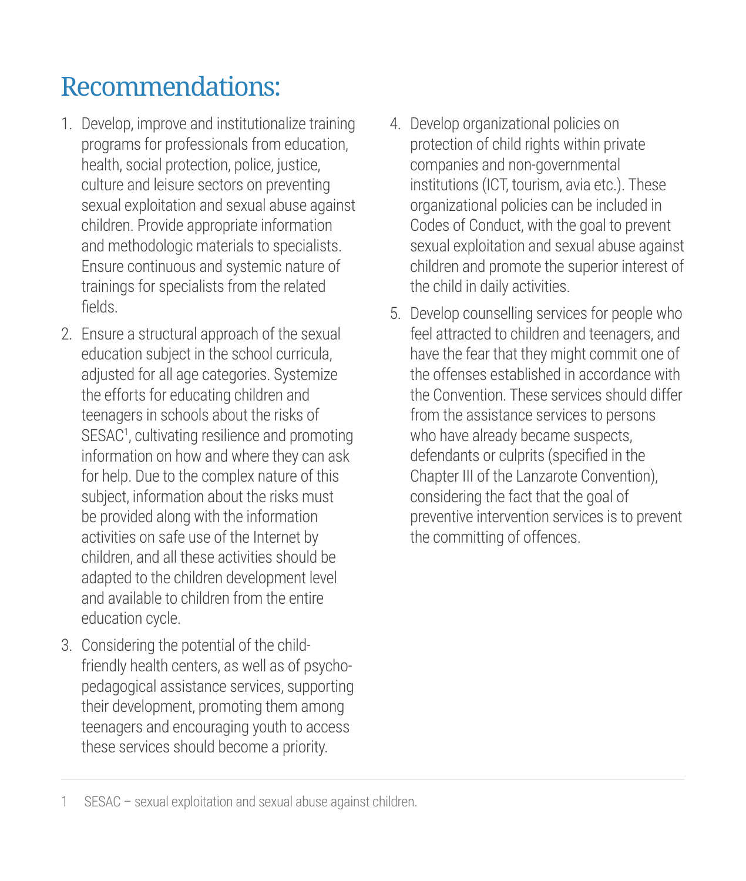# Recommendations:

1. Develop, improve and institutionalize training programs for professionals from education, health, social protection, police, justice, culture and leisure sectors on preventing sexual exploitation and sexual abuse against children. Provide appropriate information and methodologic materials to specialists. Ensure continuous and systemic nature of trainings for specialists from the related fields.
2. Ensure a structural approach of the sexual education subject in the school curricula, adjusted for all age categories. Systemize the efforts for educating children and teenagers in schools about the risks of SESAC[1], cultivating resilience and promoting information on how and where they can ask for help. Due to the complex nature of this subject, information about the risks must be provided along with the information activities on safe use of the Internet by children, and all these activities should be adapted to the children development level and available to children from the entire education cycle.
3. Considering the potential of the child-friendly health centers, as well as of psycho-pedagogical assistance services, supporting their development, promoting them among teenagers and encouraging youth to access these services should become a priority.
4. Develop organizational policies on protection of child rights within private companies and non-governmental institutions (ICT, tourism, avia etc.). These organizational policies can be included in Codes of Conduct, with the goal to prevent sexual exploitation and sexual abuse against children and promote the superior interest of the child in daily activities.
5. Develop counselling services for people who feel attracted to children and teenagers, and have the fear that they might commit one of the offenses established in accordance with the Convention. These services should differ from the assistance services to persons who have already became suspects, defendants or culprits (specified in the Chapter III of the Lanzarote Convention), considering the fact that the goal of preventive intervention services is to prevent the committing of offences.

---

1 SESAC – sexual exploitation and sexual abuse against children.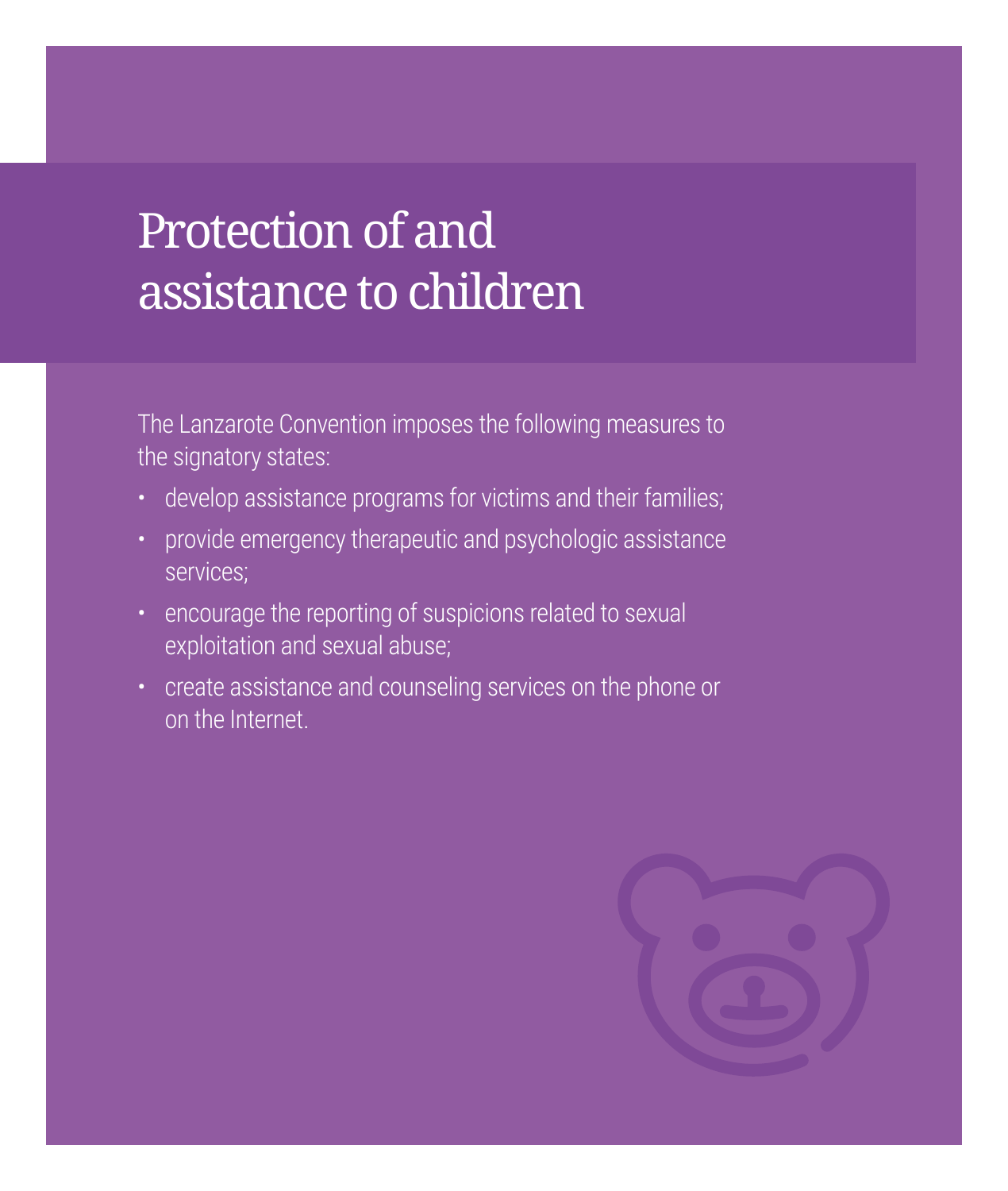# Protection of and assistance to children

The Lanzarote Convention imposes the following measures to the signatory states:

- develop assistance programs for victims and their families;
- provide emergency therapeutic and psychologic assistance services;
- encourage the reporting of suspicions related to sexual exploitation and sexual abuse;
- create assistance and counseling services on the phone or on the Internet.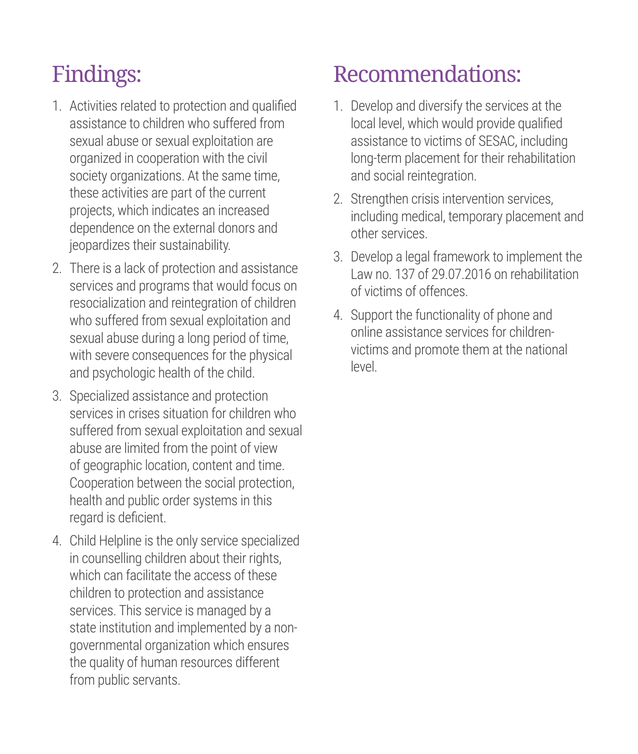# Findings:

1. Activities related to protection and qualified assistance to children who suffered from sexual abuse or sexual exploitation are organized in cooperation with the civil society organizations. At the same time, these activities are part of the current projects, which indicates an increased dependence on the external donors and jeopardizes their sustainability.
2. There is a lack of protection and assistance services and programs that would focus on resocialization and reintegration of children who suffered from sexual exploitation and sexual abuse during a long period of time, with severe consequences for the physical and psychologic health of the child.
3. Specialized assistance and protection services in crises situation for children who suffered from sexual exploitation and sexual abuse are limited from the point of view of geographic location, content and time. Cooperation between the social protection, health and public order systems in this regard is deficient.
4. Child Helpline is the only service specialized in counselling children about their rights, which can facilitate the access of these children to protection and assistance services. This service is managed by a state institution and implemented by a non-governmental organization which ensures the quality of human resources different from public servants.

# Recommendations:

1. Develop and diversify the services at the local level, which would provide qualified assistance to victims of SESAC, including long-term placement for their rehabilitation and social reintegration.
2. Strengthen crisis intervention services, including medical, temporary placement and other services.
3. Develop a legal framework to implement the Law no. 137 of 29.07.2016 on rehabilitation of victims of offences.
4. Support the functionality of phone and online assistance services for children-victims and promote them at the national level.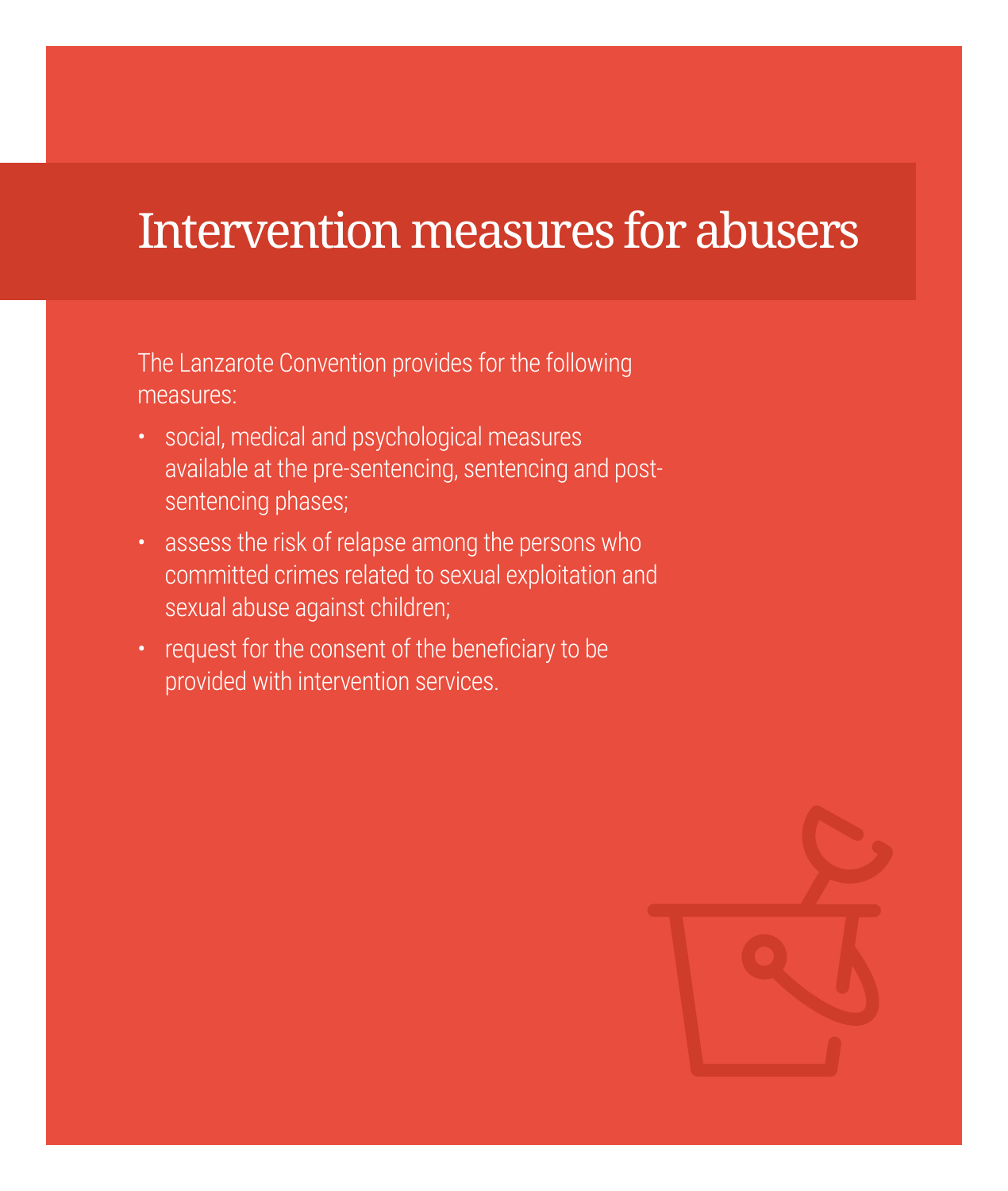# Intervention measures for abusers

The Lanzarote Convention provides for the following measures:

- social, medical and psychological measures available at the pre-sentencing, sentencing and post-sentencing phases;
- assess the risk of relapse among the persons who committed crimes related to sexual exploitation and sexual abuse against children;
- request for the consent of the beneficiary to be provided with intervention services.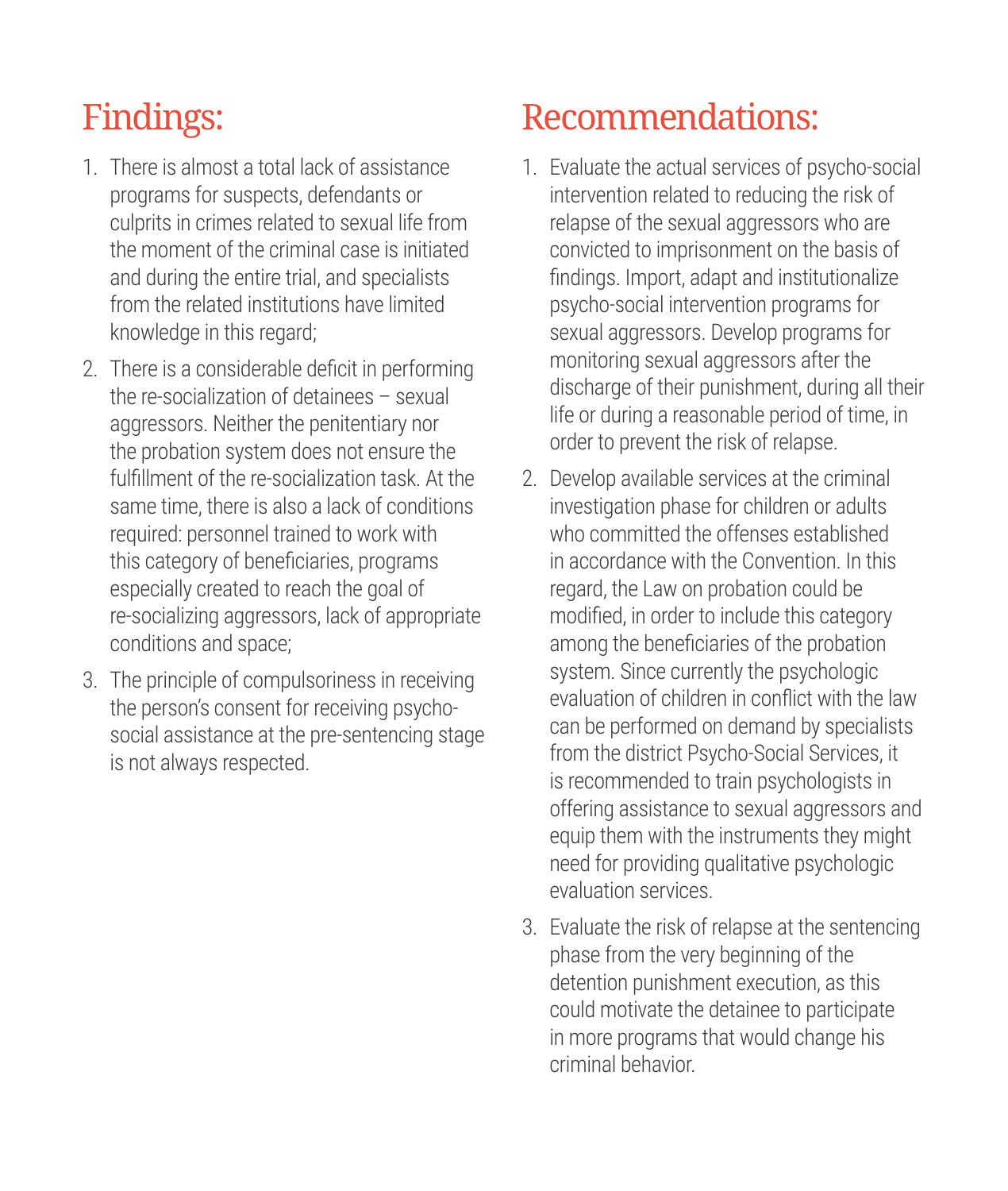## Findings:

1. There is almost a total lack of assistance programs for suspects, defendants or culprits in crimes related to sexual life from the moment of the criminal case is initiated and during the entire trial, and specialists from the related institutions have limited knowledge in this regard;
2. There is a considerable deficit in performing the re-socialization of detainees – sexual aggressors. Neither the penitentiary nor the probation system does not ensure the fulfillment of the re-socialization task. At the same time, there is also a lack of conditions required: personnel trained to work with this category of beneficiaries, programs especially created to reach the goal of re-socializing aggressors, lack of appropriate conditions and space;
3. The principle of compulsoriness in receiving the person's consent for receiving psycho-social assistance at the pre-sentencing stage is not always respected.

## Recommendations:

1. Evaluate the actual services of psycho-social intervention related to reducing the risk of relapse of the sexual aggressors who are convicted to imprisonment on the basis of findings. Import, adapt and institutionalize psycho-social intervention programs for sexual aggressors. Develop programs for monitoring sexual aggressors after the discharge of their punishment, during all their life or during a reasonable period of time, in order to prevent the risk of relapse.
2. Develop available services at the criminal investigation phase for children or adults who committed the offenses established in accordance with the Convention. In this regard, the Law on probation could be modified, in order to include this category among the beneficiaries of the probation system. Since currently the psychologic evaluation of children in conflict with the law can be performed on demand by specialists from the district Psycho-Social Services, it is recommended to train psychologists in offering assistance to sexual aggressors and equip them with the instruments they might need for providing qualitative psychologic evaluation services.
3. Evaluate the risk of relapse at the sentencing phase from the very beginning of the detention punishment execution, as this could motivate the detainee to participate in more programs that would change his criminal behavior.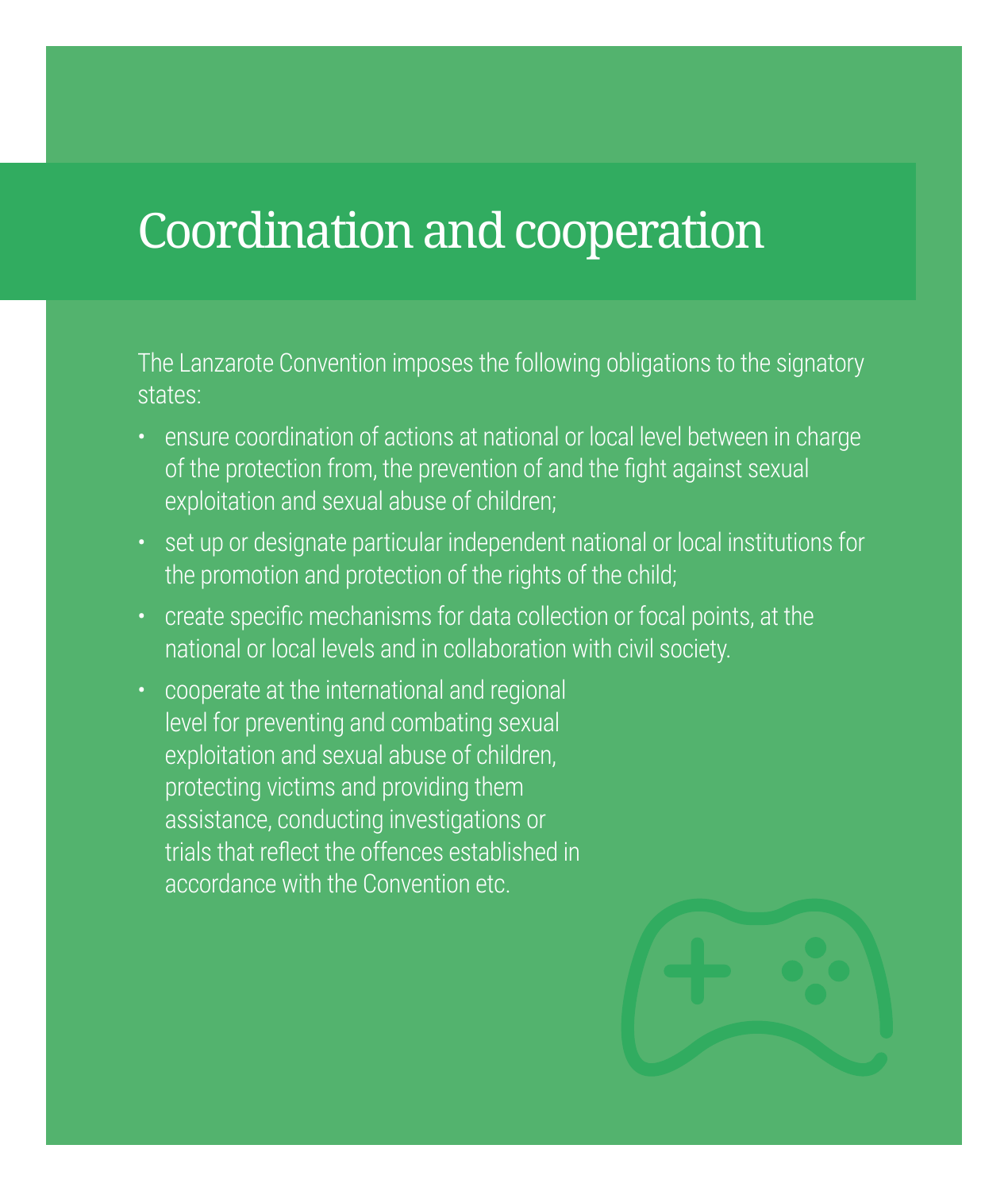# Coordination and cooperation

The Lanzarote Convention imposes the following obligations to the signatory states:

- ensure coordination of actions at national or local level between in charge of the protection from, the prevention of and the fight against sexual exploitation and sexual abuse of children;
- set up or designate particular independent national or local institutions for the promotion and protection of the rights of the child;
- create specific mechanisms for data collection or focal points, at the national or local levels and in collaboration with civil society.
- cooperate at the international and regional level for preventing and combating sexual exploitation and sexual abuse of children, protecting victims and providing them assistance, conducting investigations or trials that reflect the offences established in accordance with the Convention etc.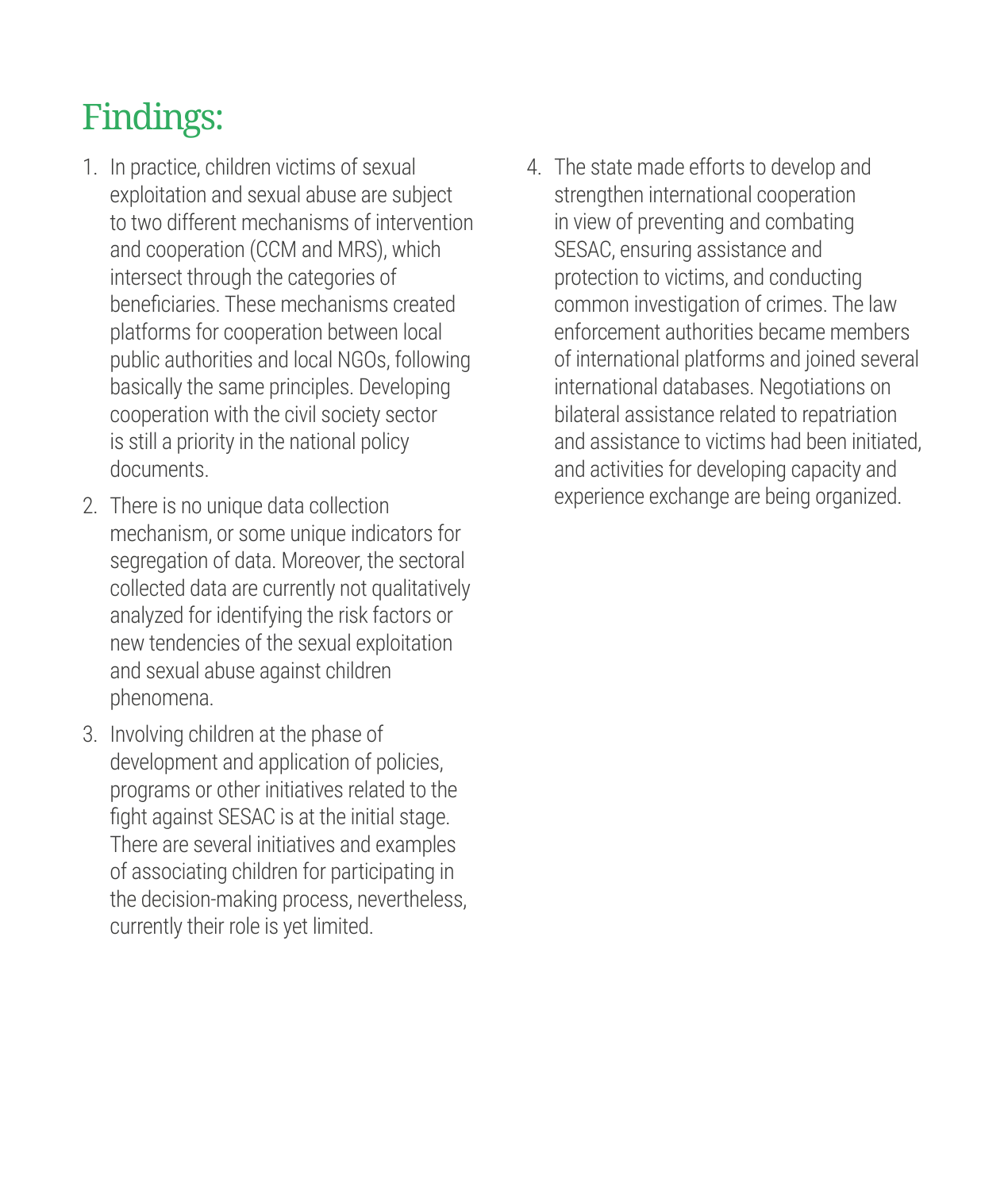# Findings:

1. In practice, children victims of sexual exploitation and sexual abuse are subject to two different mechanisms of intervention and cooperation (CCM and MRS), which intersect through the categories of beneficiaries. These mechanisms created platforms for cooperation between local public authorities and local NGOs, following basically the same principles. Developing cooperation with the civil society sector is still a priority in the national policy documents.
2. There is no unique data collection mechanism, or some unique indicators for segregation of data. Moreover, the sectoral collected data are currently not qualitatively analyzed for identifying the risk factors or new tendencies of the sexual exploitation and sexual abuse against children phenomena.
3. Involving children at the phase of development and application of policies, programs or other initiatives related to the fight against SESAC is at the initial stage. There are several initiatives and examples of associating children for participating in the decision-making process, nevertheless, currently their role is yet limited.
4. The state made efforts to develop and strengthen international cooperation in view of preventing and combating SESAC, ensuring assistance and protection to victims, and conducting common investigation of crimes. The law enforcement authorities became members of international platforms and joined several international databases. Negotiations on bilateral assistance related to repatriation and assistance to victims had been initiated, and activities for developing capacity and experience exchange are being organized.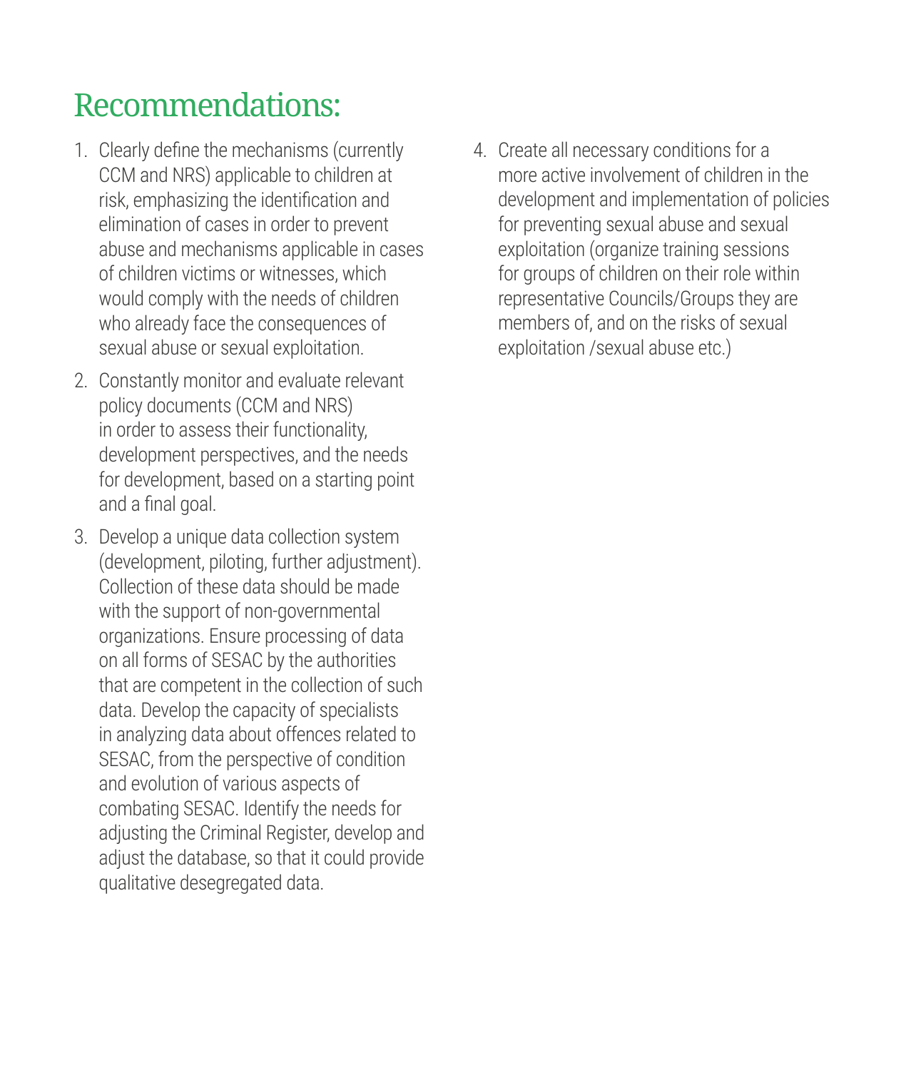## Recommendations:

1. Clearly define the mechanisms (currently CCM and NRS) applicable to children at risk, emphasizing the identification and elimination of cases in order to prevent abuse and mechanisms applicable in cases of children victims or witnesses, which would comply with the needs of children who already face the consequences of sexual abuse or sexual exploitation.
2. Constantly monitor and evaluate relevant policy documents (CCM and NRS) in order to assess their functionality, development perspectives, and the needs for development, based on a starting point and a final goal.
3. Develop a unique data collection system (development, piloting, further adjustment). Collection of these data should be made with the support of non-governmental organizations. Ensure processing of data on all forms of SESAC by the authorities that are competent in the collection of such data. Develop the capacity of specialists in analyzing data about offences related to SESAC, from the perspective of condition and evolution of various aspects of combating SESAC. Identify the needs for adjusting the Criminal Register, develop and adjust the database, so that it could provide qualitative desegregated data.
4. Create all necessary conditions for a more active involvement of children in the development and implementation of policies for preventing sexual abuse and sexual exploitation (organize training sessions for groups of children on their role within representative Councils/Groups they are members of, and on the risks of sexual exploitation /sexual abuse etc.)